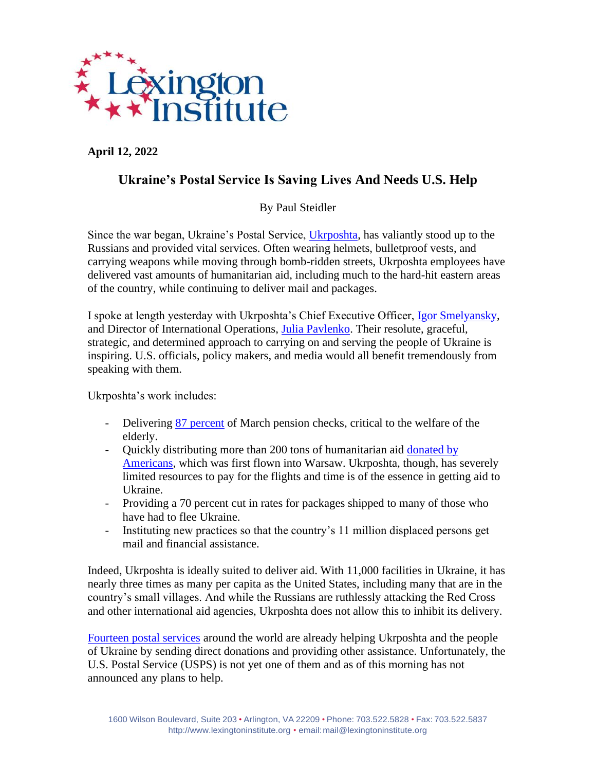**April 12, 2022**

# Ukraine's Postal Service Is Saving Lives And Needs U.S. Help

By Paul Steidler

Since the war began, Ukraine's Postal Service, Ukrposhta, has valiantly stood up to the Russians and provided vital services. Often wearing helmets, bulletproof vests, and carrying weapons while moving through bomb-ridden streets, Ukrposhta employees have delivered vast amounts of humanitarian aid, including much to the hard-hit eastern areas of the country, while continuing to deliver mail and packages.

I spoke at length yesterday with Ukrposhta's Chief Executive Officer, Igor Smelyansky, and Director of International Operations, Julia Pavlenko. Their resolute, graceful, strategic, and determined approach to carrying on and serving the people of Ukraine is inspiring. U.S. officials, policy makers, and media would all benefit tremendously from speaking with them.

Ukrposhta's work includes:

- Delivering 87 percent of March pension checks, critical to the welfare of the elderly.
- Quickly distributing more than 200 tons of humanitarian aid donated by Americans, which was first flown into Warsaw. Ukrposhta, though, has severely limited resources to pay for the flights and time is of the essence in getting aid to Ukraine.
- Providing a 70 percent cut in rates for packages shipped to many of those who have had to flee Ukraine.
- Instituting new practices so that the country's 11 million displaced persons get mail and financial assistance.

Indeed, Ukrposhta is ideally suited to deliver aid. With 11,000 facilities in Ukraine, it has nearly three times as many per capita as the United States, including many that are in the country's small villages. And while the Russians are ruthlessly attacking the Red Cross and other international aid agencies, Ukrposhta does not allow this to inhibit its delivery.

Fourteen postal services around the world are already helping Ukrposhta and the people of Ukraine by sending direct donations and providing other assistance. Unfortunately, the U.S. Postal Service (USPS) is not yet one of them and as of this morning has not announced any plans to help.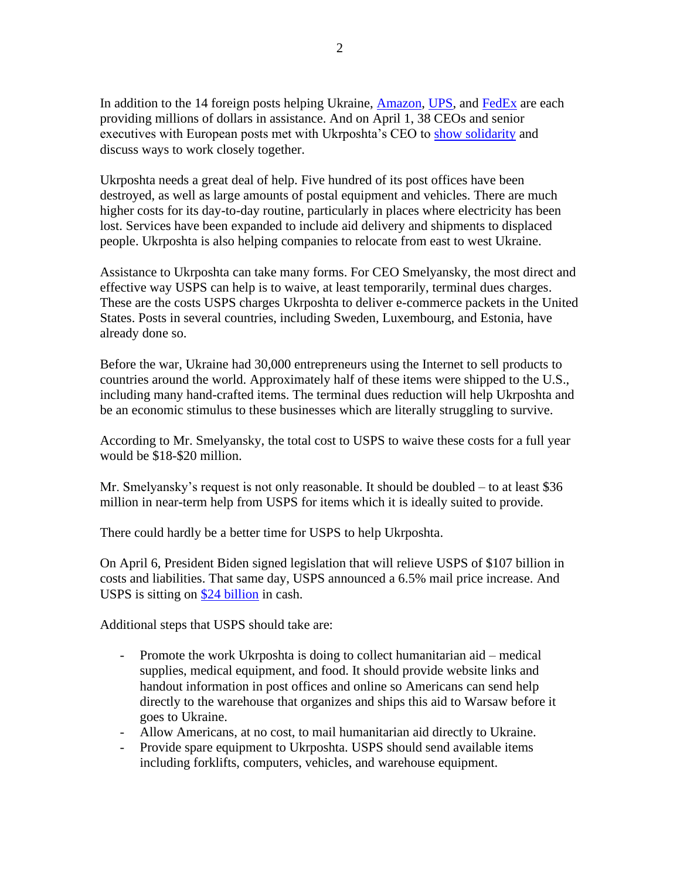In addition to the 14 foreign posts helping Ukraine, Amazon, UPS, and FedEx are each providing millions of dollars in assistance. And on April 1, 38 CEOs and senior executives with European posts met with Ukrposhta's CEO to show solidarity and discuss ways to work closely together.

Ukrposhta needs a great deal of help. Five hundred of its post offices have been destroyed, as well as large amounts of postal equipment and vehicles. There are much higher costs for its day-to-day routine, particularly in places where electricity has been lost. Services have been expanded to include aid delivery and shipments to displaced people. Ukrposhta is also helping companies to relocate from east to west Ukraine.

Assistance to Ukrposhta can take many forms. For CEO Smelyansky, the most direct and effective way USPS can help is to waive, at least temporarily, terminal dues charges. These are the costs USPS charges Ukrposhta to deliver e-commerce packets in the United States. Posts in several countries, including Sweden, Luxembourg, and Estonia, have already done so.

Before the war, Ukraine had 30,000 entrepreneurs using the Internet to sell products to countries around the world. Approximately half of these items were shipped to the U.S., including many hand-crafted items. The terminal dues reduction will help Ukrposhta and be an economic stimulus to these businesses which are literally struggling to survive.

According to Mr. Smelyansky, the total cost to USPS to waive these costs for a full year would be $18-$20 million.

Mr. Smelyansky's request is not only reasonable. It should be doubled – to at least $36 million in near-term help from USPS for items which it is ideally suited to provide.

There could hardly be a better time for USPS to help Ukrposhta.

On April 6, President Biden signed legislation that will relieve USPS of $107 billion in costs and liabilities. That same day, USPS announced a 6.5% mail price increase. And USPS is sitting on $24 billion in cash.

Additional steps that USPS should take are:

- Promote the work Ukrposhta is doing to collect humanitarian aid – medical supplies, medical equipment, and food. It should provide website links and handout information in post offices and online so Americans can send help directly to the warehouse that organizes and ships this aid to Warsaw before it goes to Ukraine.
- Allow Americans, at no cost, to mail humanitarian aid directly to Ukraine.
- Provide spare equipment to Ukrposhta. USPS should send available items including forklifts, computers, vehicles, and warehouse equipment.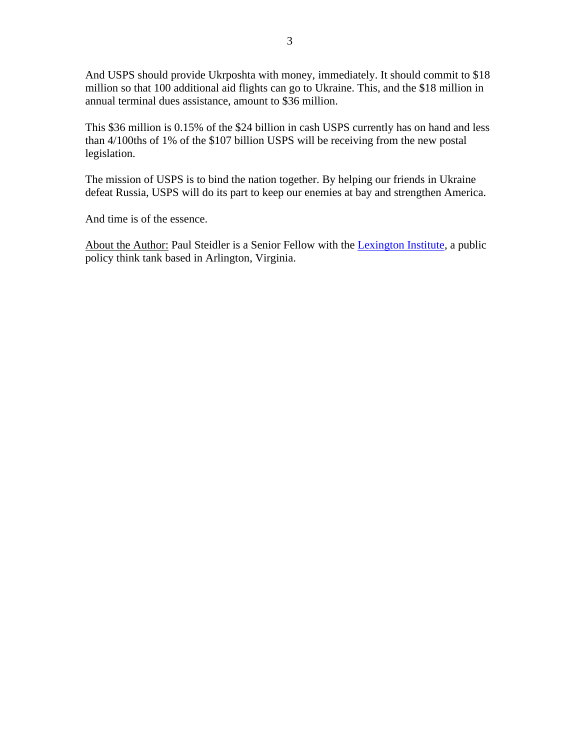And USPS should provide Ukrposhta with money, immediately. It should commit to $18 million so that 100 additional aid flights can go to Ukraine. This, and the $18 million in annual terminal dues assistance, amount to $36 million.

This $36 million is 0.15% of the $24 billion in cash USPS currently has on hand and less than 4/100ths of 1% of the $107 billion USPS will be receiving from the new postal legislation.

The mission of USPS is to bind the nation together. By helping our friends in Ukraine defeat Russia, USPS will do its part to keep our enemies at bay and strengthen America.

And time is of the essence.

About the Author: Paul Steidler is a Senior Fellow with the Lexington Institute, a public policy think tank based in Arlington, Virginia.